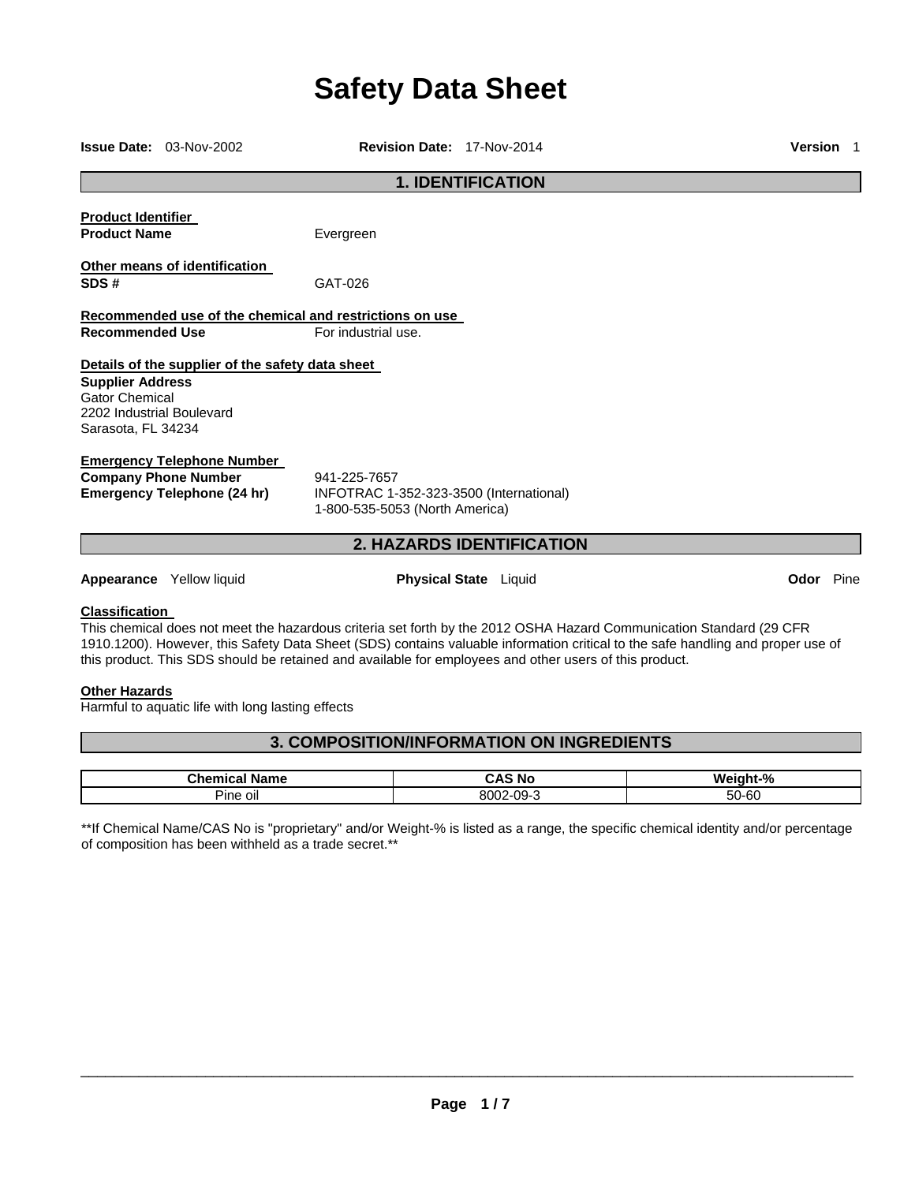# Safety Data Sheet

**Issue Date:** 03-Nov-2002 **Revision Date:** 17-Nov-2014 **Version** 1

## 1. IDENTIFICATION

**Product Identifier**

**Product Name** Evergreen

**Other means of identification**

**SDS #** GAT-026

**Recommended use of the chemical and restrictions on use**

**Recommended Use** For industrial use.

**Details of the supplier of the safety data sheet**

**Supplier Address**
Gator Chemical
2202 Industrial Boulevard
Sarasota, FL 34234

**Emergency Telephone Number**

**Company Phone Number** 941-225-7657

**Emergency Telephone (24 hr)** INFOTRAC 1-352-323-3500 (International)
1-800-535-5053 (North America)

## 2. HAZARDS IDENTIFICATION

**Appearance** Yellow liquid **Physical State** Liquid **Odor** Pine

**Classification**

This chemical does not meet the hazardous criteria set forth by the 2012 OSHA Hazard Communication Standard (29 CFR 1910.1200). However, this Safety Data Sheet (SDS) contains valuable information critical to the safe handling and proper use of this product. This SDS should be retained and available for employees and other users of this product.

**Other Hazards**

Harmful to aquatic life with long lasting effects

## 3. COMPOSITION/INFORMATION ON INGREDIENTS

| Chemical Name | CAS No | Weight-% |
|---|---|---|
| Pine oil | 8002-09-3 | 50-60 |

**If Chemical Name/CAS No is "proprietary" and/or Weight-% is listed as a range, the specific chemical identity and/or percentage of composition has been withheld as a trade secret.**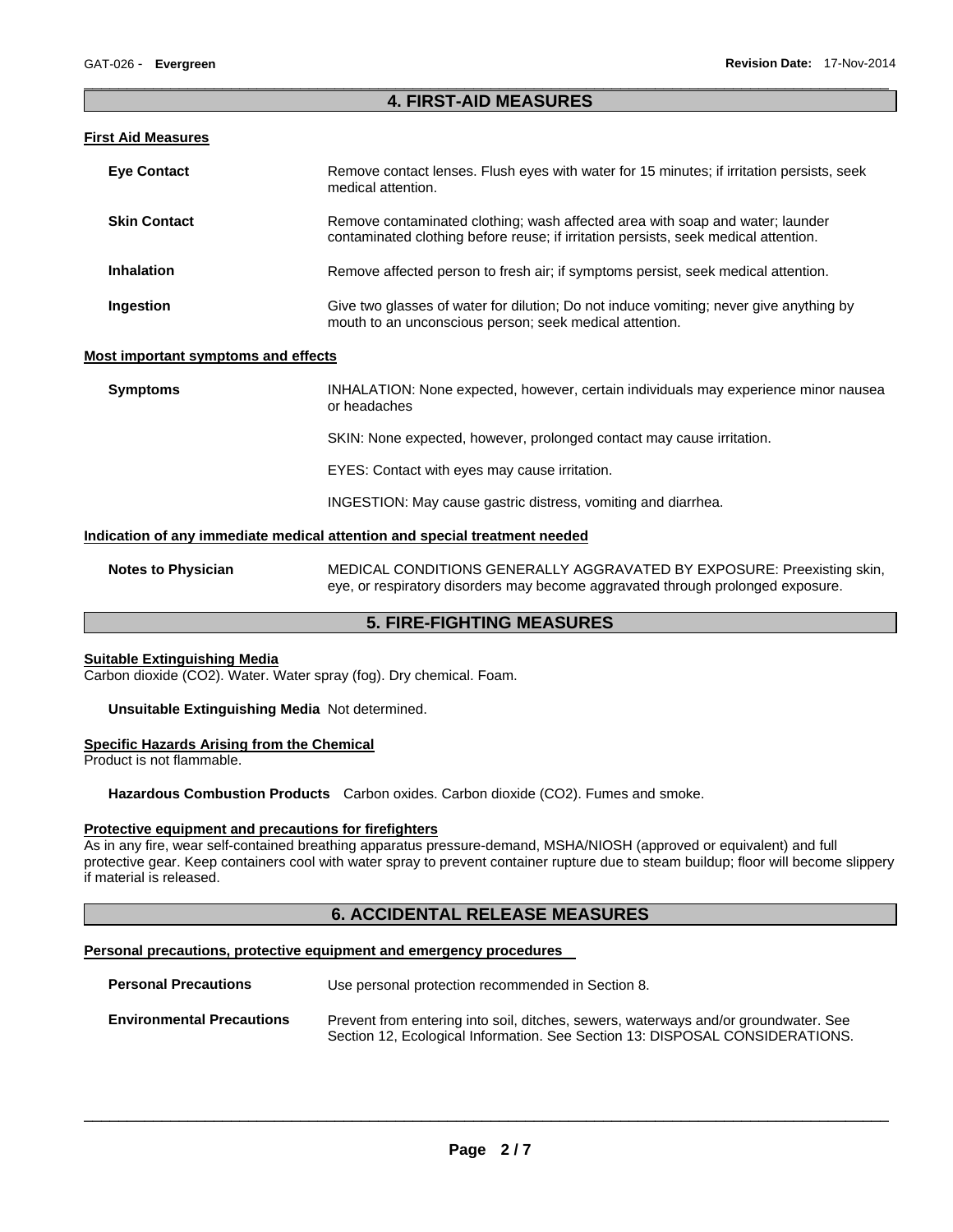## 4. FIRST-AID MEASURES

### First Aid Measures

**Eye Contact** Remove contact lenses. Flush eyes with water for 15 minutes; if irritation persists, seek medical attention.

**Skin Contact** Remove contaminated clothing; wash affected area with soap and water; launder contaminated clothing before reuse; if irritation persists, seek medical attention.

**Inhalation** Remove affected person to fresh air; if symptoms persist, seek medical attention.

**Ingestion** Give two glasses of water for dilution; Do not induce vomiting; never give anything by mouth to an unconscious person; seek medical attention.

### Most important symptoms and effects

**Symptoms** INHALATION: None expected, however, certain individuals may experience minor nausea or headaches

SKIN: None expected, however, prolonged contact may cause irritation.

EYES: Contact with eyes may cause irritation.

INGESTION: May cause gastric distress, vomiting and diarrhea.

### Indication of any immediate medical attention and special treatment needed

**Notes to Physician** MEDICAL CONDITIONS GENERALLY AGGRAVATED BY EXPOSURE: Preexisting skin, eye, or respiratory disorders may become aggravated through prolonged exposure.

## 5. FIRE-FIGHTING MEASURES

### Suitable Extinguishing Media

Carbon dioxide ($CO_2$). Water. Water spray (fog). Dry chemical. Foam.

**Unsuitable Extinguishing Media** Not determined.

### Specific Hazards Arising from the Chemical

Product is not flammable.

**Hazardous Combustion Products** Carbon oxides. Carbon dioxide ($CO_2$). Fumes and smoke.

### Protective equipment and precautions for firefighters

As in any fire, wear self-contained breathing apparatus pressure-demand, MSHA/NIOSH (approved or equivalent) and full protective gear. Keep containers cool with water spray to prevent container rupture due to steam buildup; floor will become slippery if material is released.

## 6. ACCIDENTAL RELEASE MEASURES

### Personal precautions, protective equipment and emergency procedures

**Personal Precautions** Use personal protection recommended in Section 8.

**Environmental Precautions** Prevent from entering into soil, ditches, sewers, waterways and/or groundwater. See Section 12, Ecological Information. See Section 13: DISPOSAL CONSIDERATIONS.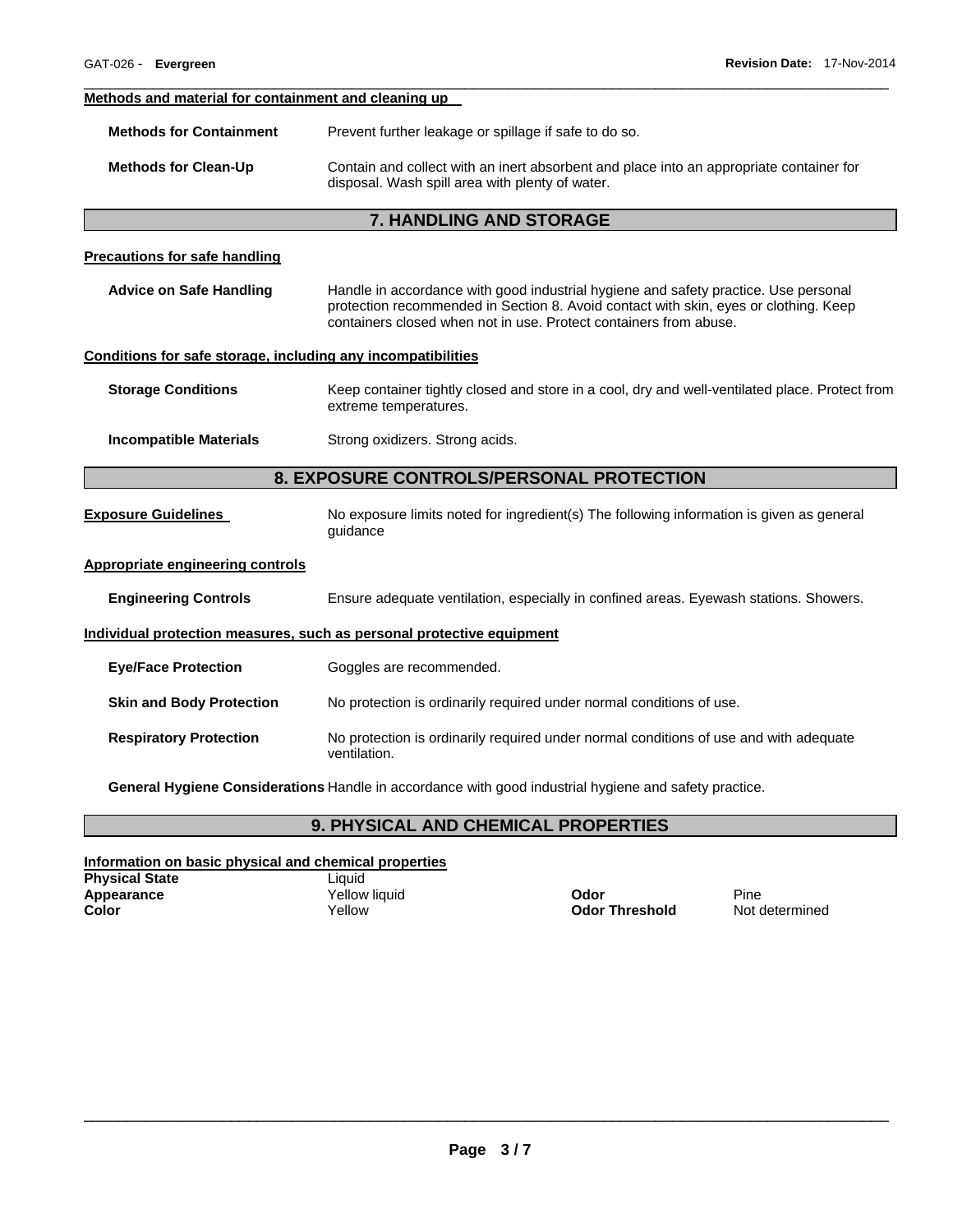**Methods and material for containment and cleaning up**

**Methods for Containment** Prevent further leakage or spillage if safe to do so.

**Methods for Clean-Up** Contain and collect with an inert absorbent and place into an appropriate container for disposal. Wash spill area with plenty of water.

## 7. HANDLING AND STORAGE

**Precautions for safe handling**

**Advice on Safe Handling** Handle in accordance with good industrial hygiene and safety practice. Use personal protection recommended in Section 8. Avoid contact with skin, eyes or clothing. Keep containers closed when not in use. Protect containers from abuse.

**Conditions for safe storage, including any incompatibilities**

**Storage Conditions** Keep container tightly closed and store in a cool, dry and well-ventilated place. Protect from extreme temperatures.

**Incompatible Materials** Strong oxidizers. Strong acids.

## 8. EXPOSURE CONTROLS/PERSONAL PROTECTION

**Exposure Guidelines** No exposure limits noted for ingredient(s) The following information is given as general guidance

**Appropriate engineering controls**

**Engineering Controls** Ensure adequate ventilation, especially in confined areas. Eyewash stations. Showers.

**Individual protection measures, such as personal protective equipment**

**Eye/Face Protection** Goggles are recommended.

**Skin and Body Protection** No protection is ordinarily required under normal conditions of use.

**Respiratory Protection** No protection is ordinarily required under normal conditions of use and with adequate ventilation.

**General Hygiene Considerations** Handle in accordance with good industrial hygiene and safety practice.

## 9. PHYSICAL AND CHEMICAL PROPERTIES

**Information on basic physical and chemical properties**

| | | | |
|---|---|---|---|
| **Physical State** | Liquid | | |
| **Appearance** | Yellow liquid | **Odor** | Pine |
| **Color** | Yellow | **Odor Threshold** | Not determined |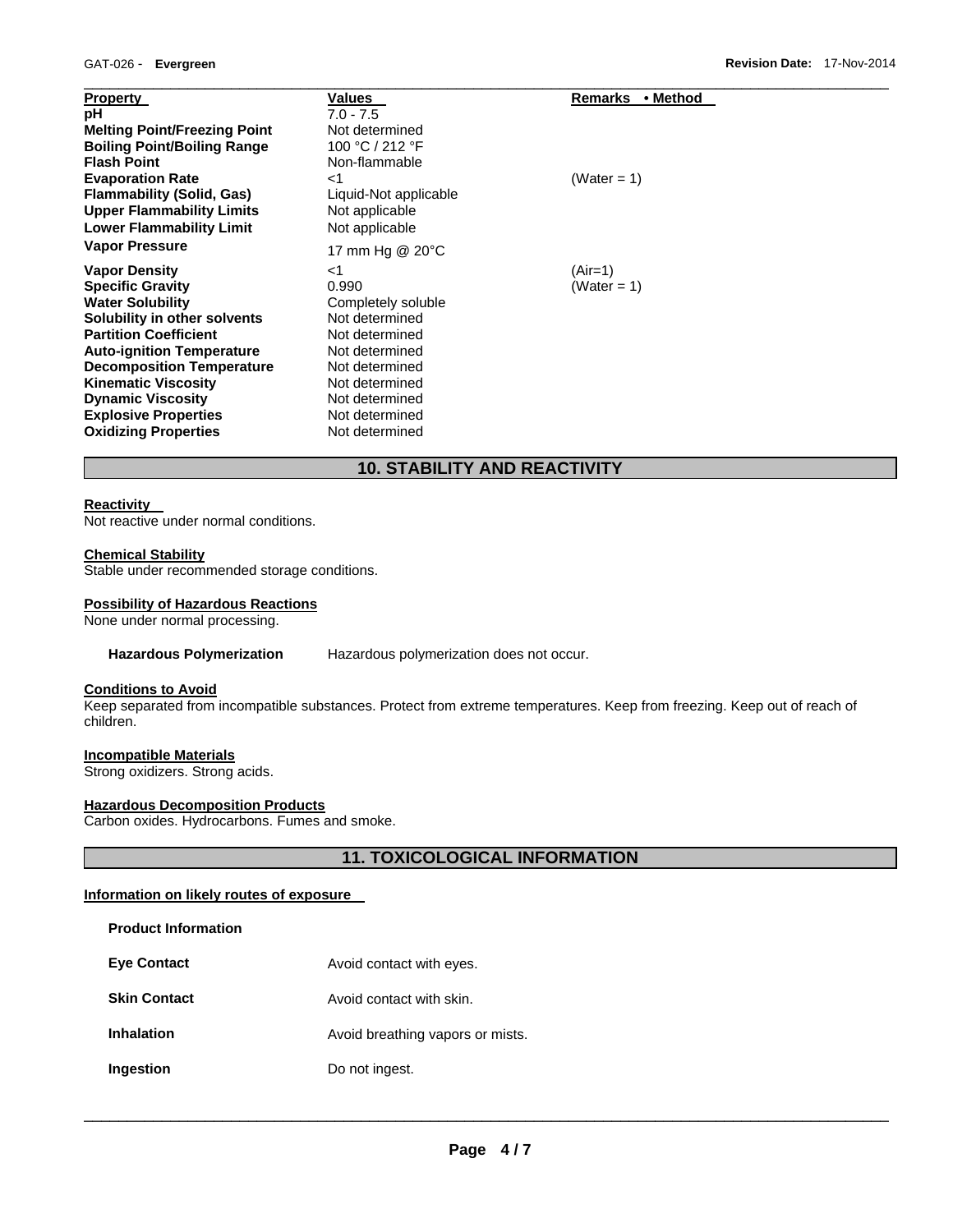| Property | Values | Remarks • Method |
|---|---|---|
| pH | 7.0 - 7.5 | |
| Melting Point/Freezing Point | Not determined | |
| Boiling Point/Boiling Range | 100 °C / 212 °F | |
| Flash Point | Non-flammable | |
| Evaporation Rate | <1 | (Water = 1) |
| Flammability (Solid, Gas) | Liquid-Not applicable | |
| Upper Flammability Limits | Not applicable | |
| Lower Flammability Limit | Not applicable | |
| Vapor Pressure | 17 mm Hg @ 20°C | |
| Vapor Density | <1 | (Air=1) |
| Specific Gravity | 0.990 | (Water = 1) |
| Water Solubility | Completely soluble | |
| Solubility in other solvents | Not determined | |
| Partition Coefficient | Not determined | |
| Auto-ignition Temperature | Not determined | |
| Decomposition Temperature | Not determined | |
| Kinematic Viscosity | Not determined | |
| Dynamic Viscosity | Not determined | |
| Explosive Properties | Not determined | |
| Oxidizing Properties | Not determined | |

## 10. STABILITY AND REACTIVITY

**Reactivity**
Not reactive under normal conditions.

**Chemical Stability**
Stable under recommended storage conditions.

**Possibility of Hazardous Reactions**
None under normal processing.

**Hazardous Polymerization** Hazardous polymerization does not occur.

**Conditions to Avoid**
Keep separated from incompatible substances. Protect from extreme temperatures. Keep from freezing. Keep out of reach of children.

**Incompatible Materials**
Strong oxidizers. Strong acids.

**Hazardous Decomposition Products**
Carbon oxides. Hydrocarbons. Fumes and smoke.

## 11. TOXICOLOGICAL INFORMATION

**Information on likely routes of exposure**

**Product Information**

**Eye Contact** Avoid contact with eyes.

**Skin Contact** Avoid contact with skin.

**Inhalation** Avoid breathing vapors or mists.

**Ingestion** Do not ingest.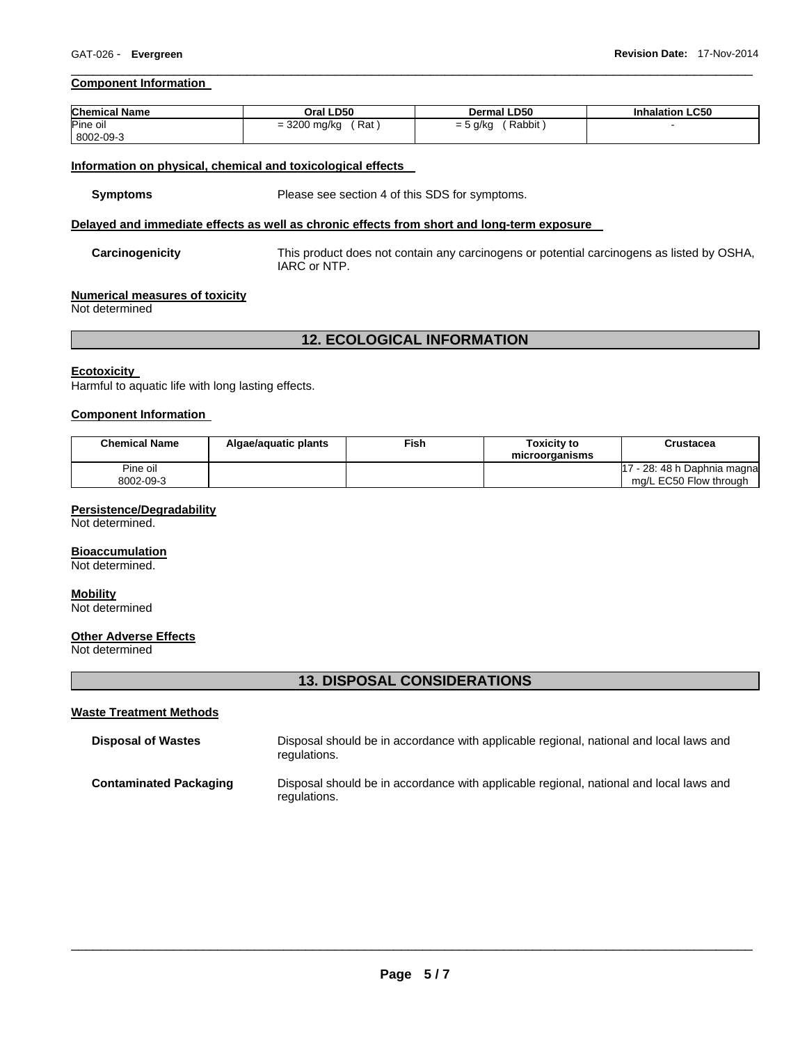**Component Information**

| Chemical Name | Oral LD50 | Dermal LD50 | Inhalation LC50 |
| --- | --- | --- | --- |
| Pine oil 8002-09-3 | = 3200 mg/kg ( Rat ) | = 5 g/kg ( Rabbit ) | - |

**Information on physical, chemical and toxicological effects**

**Symptoms** Please see section 4 of this SDS for symptoms.

**Delayed and immediate effects as well as chronic effects from short and long-term exposure**

**Carcinogenicity** This product does not contain any carcinogens or potential carcinogens as listed by OSHA, IARC or NTP.

**Numerical measures of toxicity**
Not determined

## 12. ECOLOGICAL INFORMATION

**Ecotoxicity**
Harmful to aquatic life with long lasting effects.

**Component Information**

| Chemical Name | Algae/aquatic plants | Fish | Toxicity to microorganisms | Crustacea |
| --- | --- | --- | --- | --- |
| Pine oil 8002-09-3 | | | | 17 - 28: 48 h Daphnia magna mg/L EC50 Flow through |

**Persistence/Degradability**
Not determined.

**Bioaccumulation**
Not determined.

**Mobility**
Not determined

**Other Adverse Effects**
Not determined

## 13. DISPOSAL CONSIDERATIONS

**Waste Treatment Methods**

**Disposal of Wastes** Disposal should be in accordance with applicable regional, national and local laws and regulations.

**Contaminated Packaging** Disposal should be in accordance with applicable regional, national and local laws and regulations.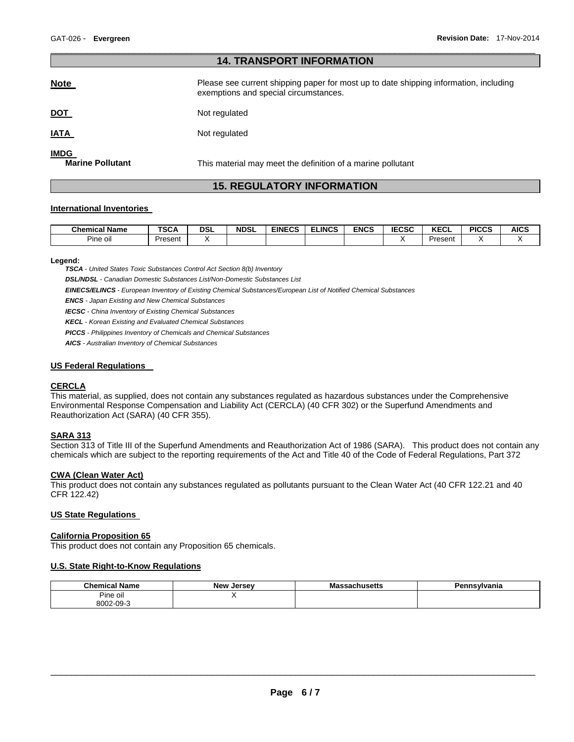## 14. TRANSPORT INFORMATION

**Note** Please see current shipping paper for most up to date shipping information, including exemptions and special circumstances.

**DOT** Not regulated

**IATA** Not regulated

**IMDG**

**Marine Pollutant** This material may meet the definition of a marine pollutant

## 15. REGULATORY INFORMATION

### International Inventories

| Chemical Name | TSCA | DSL | NDSL | EINECS | ELINCS | ENCS | IECSC | KECL | PICCS | AICS |
|---|---|---|---|---|---|---|---|---|---|---|
| Pine oil | Present | X | | | | | X | Present | X | X |

**Legend:**

***TSCA*** *- United States Toxic Substances Control Act Section 8(b) Inventory*

***DSL/NDSL*** *- Canadian Domestic Substances List/Non-Domestic Substances List*

***EINECS/ELINCS*** *- European Inventory of Existing Chemical Substances/European List of Notified Chemical Substances*

***ENCS*** *- Japan Existing and New Chemical Substances*

***IECSC*** *- China Inventory of Existing Chemical Substances*

***KECL*** *- Korean Existing and Evaluated Chemical Substances*

***PICCS*** *- Philippines Inventory of Chemicals and Chemical Substances*

***AICS*** *- Australian Inventory of Chemical Substances*

### US Federal Regulations

#### CERCLA

This material, as supplied, does not contain any substances regulated as hazardous substances under the Comprehensive Environmental Response Compensation and Liability Act (CERCLA) (40 CFR 302) or the Superfund Amendments and Reauthorization Act (SARA) (40 CFR 355).

#### SARA 313

Section 313 of Title III of the Superfund Amendments and Reauthorization Act of 1986 (SARA). This product does not contain any chemicals which are subject to the reporting requirements of the Act and Title 40 of the Code of Federal Regulations, Part 372

#### CWA (Clean Water Act)

This product does not contain any substances regulated as pollutants pursuant to the Clean Water Act (40 CFR 122.21 and 40 CFR 122.42)

### US State Regulations

#### California Proposition 65

This product does not contain any Proposition 65 chemicals.

#### U.S. State Right-to-Know Regulations

| Chemical Name | New Jersey | Massachusetts | Pennsylvania |
|---|---|---|---|
| Pine oil 8002-09-3 | X | | |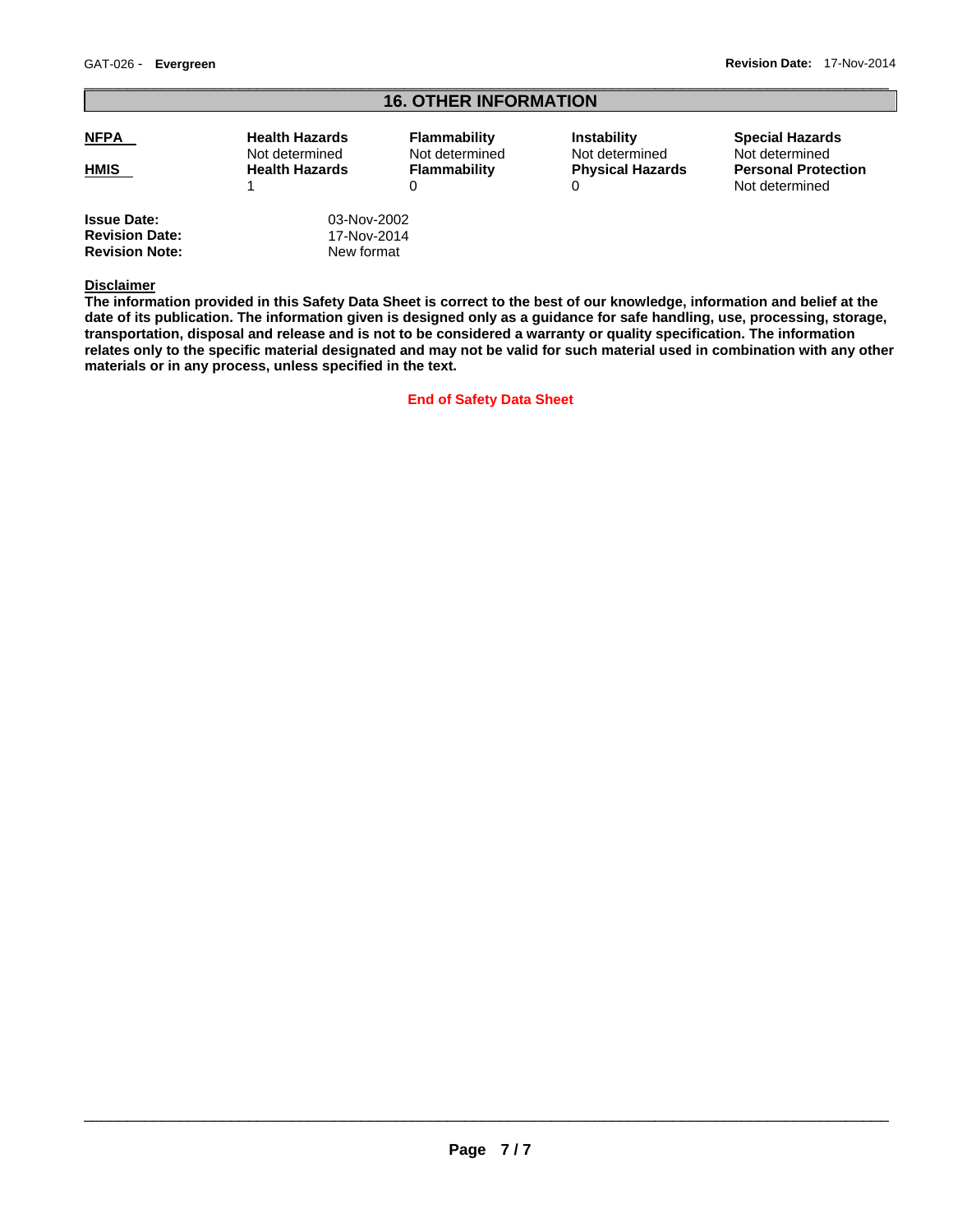## 16. OTHER INFORMATION

| | | | | |
|---|---|---|---|---|
| **NFPA** | **Health Hazards**<br>Not determined | **Flammability**<br>Not determined | **Instability**<br>Not determined | **Special Hazards**<br>Not determined |
| **HMIS** | **Health Hazards**<br>1 | **Flammability**<br>0 | **Physical Hazards**<br>0 | **Personal Protection**<br>Not determined |

**Issue Date:** 03-Nov-2002
**Revision Date:** 17-Nov-2014
**Revision Note:** New format

**Disclaimer**

**The information provided in this Safety Data Sheet is correct to the best of our knowledge, information and belief at the date of its publication. The information given is designed only as a guidance for safe handling, use, processing, storage, transportation, disposal and release and is not to be considered a warranty or quality specification. The information relates only to the specific material designated and may not be valid for such material used in combination with any other materials or in any process, unless specified in the text.**

**End of Safety Data Sheet**